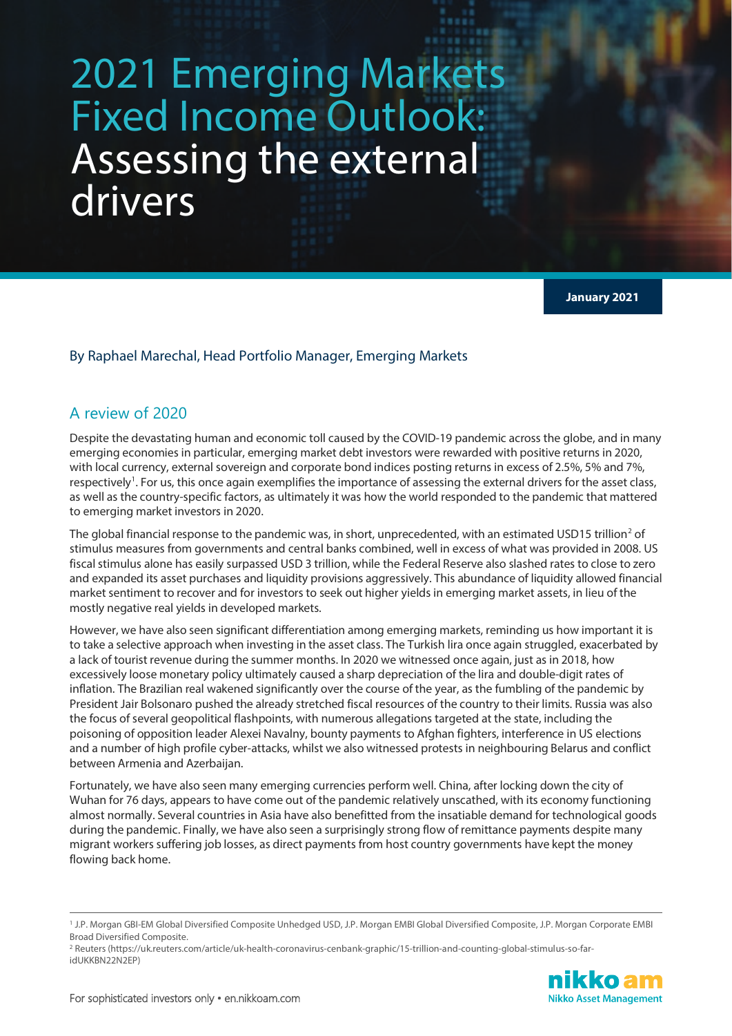# 2021 Emerging Markets Fixed Income Outlook: Assessing the external drivers

**January 2021**

By Raphael Marechal, Head Portfolio Manager, Emerging Markets

## A review of 2020

Despite the devastating human and economic toll caused by the COVID-19 pandemic across the globe, and in many emerging economies in particular, emerging market debt investors were rewarded with positive returns in 2020, with local currency, external sovereign and corporate bond indices posting returns in excess of 2.5%, 5% and 7%, respectively[1]. For us, this once again exemplifies the importance of assessing the external drivers for the asset class, as well as the country-specific factors, as ultimately it was how the world responded to the pandemic that mattered to emerging market investors in 2020.

The global financial response to the pandemic was, in short, unprecedented, with an estimated USD15 trillion[2] of stimulus measures from governments and central banks combined, well in excess of what was provided in 2008. US fiscal stimulus alone has easily surpassed USD 3 trillion, while the Federal Reserve also slashed rates to close to zero and expanded its asset purchases and liquidity provisions aggressively. This abundance of liquidity allowed financial market sentiment to recover and for investors to seek out higher yields in emerging market assets, in lieu of the mostly negative real yields in developed markets.

However, we have also seen significant differentiation among emerging markets, reminding us how important it is to take a selective approach when investing in the asset class. The Turkish lira once again struggled, exacerbated by a lack of tourist revenue during the summer months. In 2020 we witnessed once again, just as in 2018, how excessively loose monetary policy ultimately caused a sharp depreciation of the lira and double-digit rates of inflation. The Brazilian real wakened significantly over the course of the year, as the fumbling of the pandemic by President Jair Bolsonaro pushed the already stretched fiscal resources of the country to their limits. Russia was also the focus of several geopolitical flashpoints, with numerous allegations targeted at the state, including the poisoning of opposition leader Alexei Navalny, bounty payments to Afghan fighters, interference in US elections and a number of high profile cyber-attacks, whilst we also witnessed protests in neighbouring Belarus and conflict between Armenia and Azerbaijan.

Fortunately, we have also seen many emerging currencies perform well. China, after locking down the city of Wuhan for 76 days, appears to have come out of the pandemic relatively unscathed, with its economy functioning almost normally. Several countries in Asia have also benefitted from the insatiable demand for technological goods during the pandemic. Finally, we have also seen a surprisingly strong flow of remittance payments despite many migrant workers suffering job losses, as direct payments from host country governments have kept the money flowing back home.

---

[1] J.P. Morgan GBI-EM Global Diversified Composite Unhedged USD, J.P. Morgan EMBI Global Diversified Composite, J.P. Morgan Corporate EMBI Broad Diversified Composite.

[2] Reuters (https://uk.reuters.com/article/uk-health-coronavirus-cenbank-graphic/15-trillion-and-counting-global-stimulus-so-far-idUKKBN22N2EP)

For sophisticated investors only • en.nikkoam.com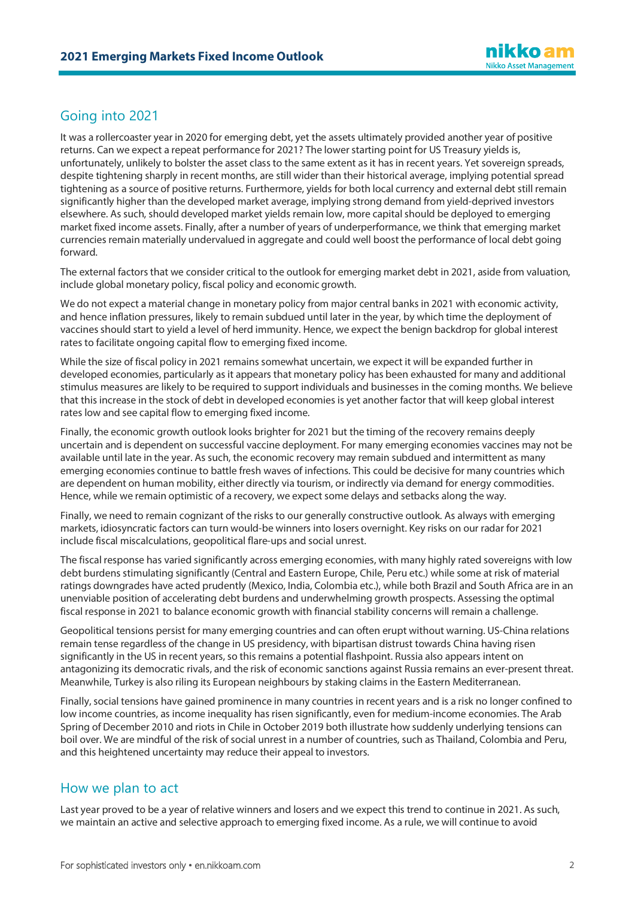## Going into 2021

It was a rollercoaster year in 2020 for emerging debt, yet the assets ultimately provided another year of positive returns. Can we expect a repeat performance for 2021? The lower starting point for US Treasury yields is, unfortunately, unlikely to bolster the asset class to the same extent as it has in recent years. Yet sovereign spreads, despite tightening sharply in recent months, are still wider than their historical average, implying potential spread tightening as a source of positive returns. Furthermore, yields for both local currency and external debt still remain significantly higher than the developed market average, implying strong demand from yield-deprived investors elsewhere. As such, should developed market yields remain low, more capital should be deployed to emerging market fixed income assets. Finally, after a number of years of underperformance, we think that emerging market currencies remain materially undervalued in aggregate and could well boost the performance of local debt going forward.

The external factors that we consider critical to the outlook for emerging market debt in 2021, aside from valuation, include global monetary policy, fiscal policy and economic growth.

We do not expect a material change in monetary policy from major central banks in 2021 with economic activity, and hence inflation pressures, likely to remain subdued until later in the year, by which time the deployment of vaccines should start to yield a level of herd immunity. Hence, we expect the benign backdrop for global interest rates to facilitate ongoing capital flow to emerging fixed income.

While the size of fiscal policy in 2021 remains somewhat uncertain, we expect it will be expanded further in developed economies, particularly as it appears that monetary policy has been exhausted for many and additional stimulus measures are likely to be required to support individuals and businesses in the coming months. We believe that this increase in the stock of debt in developed economies is yet another factor that will keep global interest rates low and see capital flow to emerging fixed income.

Finally, the economic growth outlook looks brighter for 2021 but the timing of the recovery remains deeply uncertain and is dependent on successful vaccine deployment. For many emerging economies vaccines may not be available until late in the year. As such, the economic recovery may remain subdued and intermittent as many emerging economies continue to battle fresh waves of infections. This could be decisive for many countries which are dependent on human mobility, either directly via tourism, or indirectly via demand for energy commodities. Hence, while we remain optimistic of a recovery, we expect some delays and setbacks along the way.

Finally, we need to remain cognizant of the risks to our generally constructive outlook. As always with emerging markets, idiosyncratic factors can turn would-be winners into losers overnight. Key risks on our radar for 2021 include fiscal miscalculations, geopolitical flare-ups and social unrest.

The fiscal response has varied significantly across emerging economies, with many highly rated sovereigns with low debt burdens stimulating significantly (Central and Eastern Europe, Chile, Peru etc.) while some at risk of material ratings downgrades have acted prudently (Mexico, India, Colombia etc.), while both Brazil and South Africa are in an unenviable position of accelerating debt burdens and underwhelming growth prospects. Assessing the optimal fiscal response in 2021 to balance economic growth with financial stability concerns will remain a challenge.

Geopolitical tensions persist for many emerging countries and can often erupt without warning. US-China relations remain tense regardless of the change in US presidency, with bipartisan distrust towards China having risen significantly in the US in recent years, so this remains a potential flashpoint. Russia also appears intent on antagonizing its democratic rivals, and the risk of economic sanctions against Russia remains an ever-present threat. Meanwhile, Turkey is also riling its European neighbours by staking claims in the Eastern Mediterranean.

Finally, social tensions have gained prominence in many countries in recent years and is a risk no longer confined to low income countries, as income inequality has risen significantly, even for medium-income economies. The Arab Spring of December 2010 and riots in Chile in October 2019 both illustrate how suddenly underlying tensions can boil over. We are mindful of the risk of social unrest in a number of countries, such as Thailand, Colombia and Peru, and this heightened uncertainty may reduce their appeal to investors.

## How we plan to act

Last year proved to be a year of relative winners and losers and we expect this trend to continue in 2021. As such, we maintain an active and selective approach to emerging fixed income. As a rule, we will continue to avoid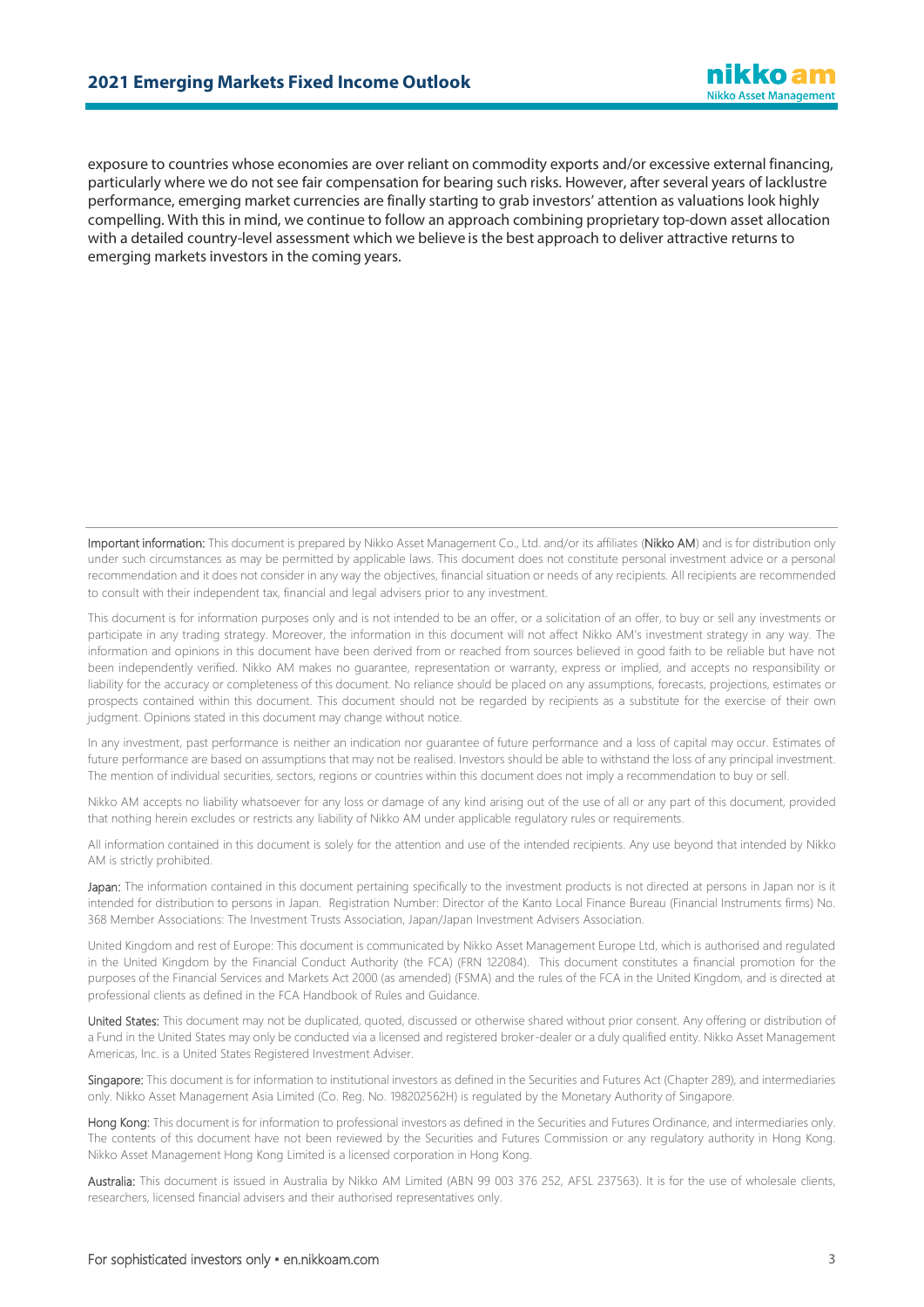exposure to countries whose economies are over reliant on commodity exports and/or excessive external financing, particularly where we do not see fair compensation for bearing such risks. However, after several years of lacklustre performance, emerging market currencies are finally starting to grab investors' attention as valuations look highly compelling. With this in mind, we continue to follow an approach combining proprietary top-down asset allocation with a detailed country-level assessment which we believe is the best approach to deliver attractive returns to emerging markets investors in the coming years.

---

**Important information:** This document is prepared by Nikko Asset Management Co., Ltd. and/or its affiliates (**Nikko AM**) and is for distribution only under such circumstances as may be permitted by applicable laws. This document does not constitute personal investment advice or a personal recommendation and it does not consider in any way the objectives, financial situation or needs of any recipients. All recipients are recommended to consult with their independent tax, financial and legal advisers prior to any investment.

This document is for information purposes only and is not intended to be an offer, or a solicitation of an offer, to buy or sell any investments or participate in any trading strategy. Moreover, the information in this document will not affect Nikko AM's investment strategy in any way. The information and opinions in this document have been derived from or reached from sources believed in good faith to be reliable but have not been independently verified. Nikko AM makes no guarantee, representation or warranty, express or implied, and accepts no responsibility or liability for the accuracy or completeness of this document. No reliance should be placed on any assumptions, forecasts, projections, estimates or prospects contained within this document. This document should not be regarded by recipients as a substitute for the exercise of their own judgment. Opinions stated in this document may change without notice.

In any investment, past performance is neither an indication nor guarantee of future performance and a loss of capital may occur. Estimates of future performance are based on assumptions that may not be realised. Investors should be able to withstand the loss of any principal investment. The mention of individual securities, sectors, regions or countries within this document does not imply a recommendation to buy or sell.

Nikko AM accepts no liability whatsoever for any loss or damage of any kind arising out of the use of all or any part of this document, provided that nothing herein excludes or restricts any liability of Nikko AM under applicable regulatory rules or requirements.

All information contained in this document is solely for the attention and use of the intended recipients. Any use beyond that intended by Nikko AM is strictly prohibited.

**Japan:** The information contained in this document pertaining specifically to the investment products is not directed at persons in Japan nor is it intended for distribution to persons in Japan. Registration Number: Director of the Kanto Local Finance Bureau (Financial Instruments firms) No. 368 Member Associations: The Investment Trusts Association, Japan/Japan Investment Advisers Association.

United Kingdom and rest of Europe: This document is communicated by Nikko Asset Management Europe Ltd, which is authorised and regulated in the United Kingdom by the Financial Conduct Authority (the FCA) (FRN 122084). This document constitutes a financial promotion for the purposes of the Financial Services and Markets Act 2000 (as amended) (FSMA) and the rules of the FCA in the United Kingdom, and is directed at professional clients as defined in the FCA Handbook of Rules and Guidance.

**United States:** This document may not be duplicated, quoted, discussed or otherwise shared without prior consent. Any offering or distribution of a Fund in the United States may only be conducted via a licensed and registered broker-dealer or a duly qualified entity. Nikko Asset Management Americas, Inc. is a United States Registered Investment Adviser.

**Singapore:** This document is for information to institutional investors as defined in the Securities and Futures Act (Chapter 289), and intermediaries only. Nikko Asset Management Asia Limited (Co. Reg. No. 198202562H) is regulated by the Monetary Authority of Singapore.

**Hong Kong:** This document is for information to professional investors as defined in the Securities and Futures Ordinance, and intermediaries only. The contents of this document have not been reviewed by the Securities and Futures Commission or any regulatory authority in Hong Kong. Nikko Asset Management Hong Kong Limited is a licensed corporation in Hong Kong.

**Australia:** This document is issued in Australia by Nikko AM Limited (ABN 99 003 376 252, AFSL 237563). It is for the use of wholesale clients, researchers, licensed financial advisers and their authorised representatives only.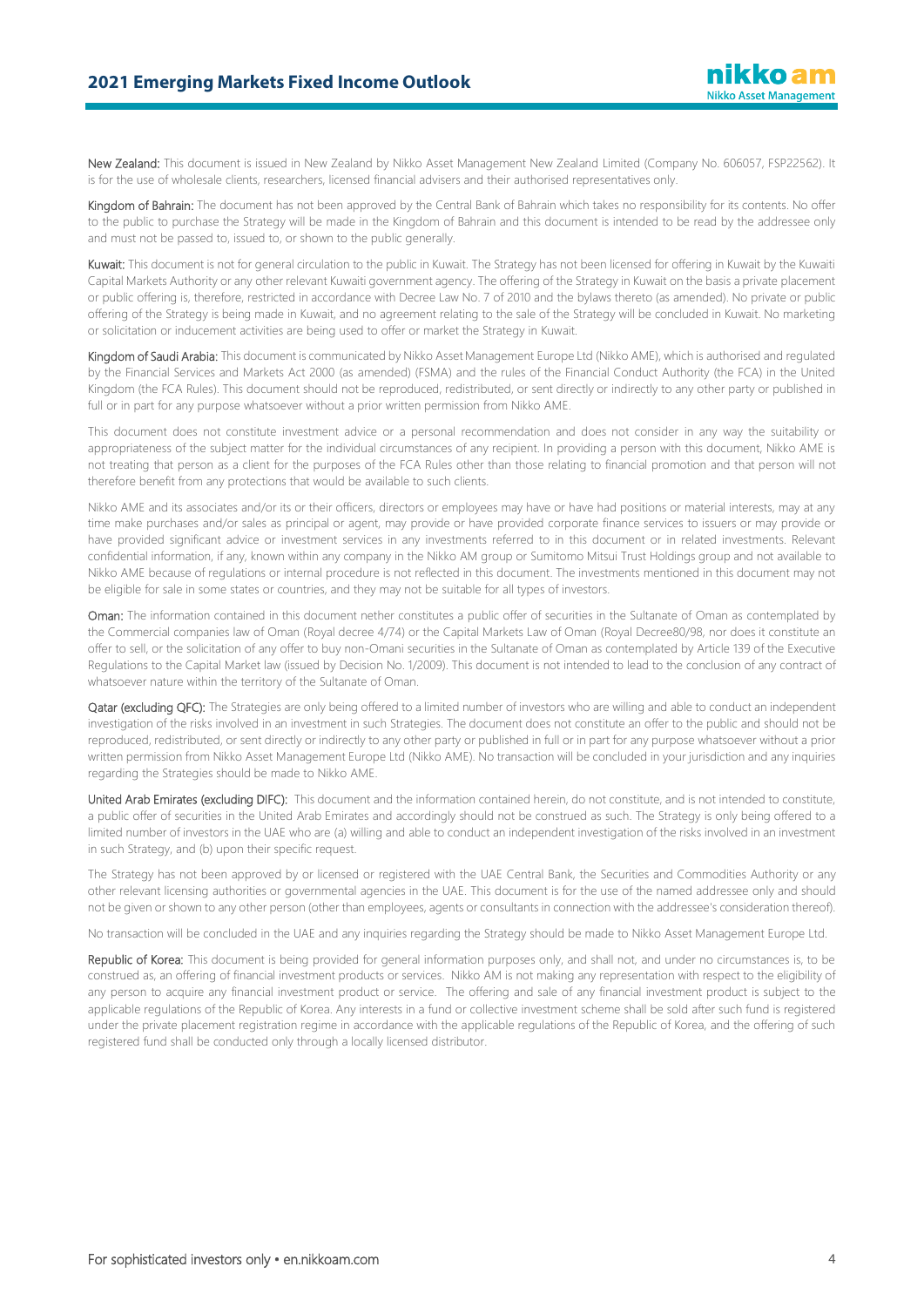**New Zealand:** This document is issued in New Zealand by Nikko Asset Management New Zealand Limited (Company No. 606057, FSP22562). It is for the use of wholesale clients, researchers, licensed financial advisers and their authorised representatives only.

**Kingdom of Bahrain:** The document has not been approved by the Central Bank of Bahrain which takes no responsibility for its contents. No offer to the public to purchase the Strategy will be made in the Kingdom of Bahrain and this document is intended to be read by the addressee only and must not be passed to, issued to, or shown to the public generally.

**Kuwait:** This document is not for general circulation to the public in Kuwait. The Strategy has not been licensed for offering in Kuwait by the Kuwaiti Capital Markets Authority or any other relevant Kuwaiti government agency. The offering of the Strategy in Kuwait on the basis a private placement or public offering is, therefore, restricted in accordance with Decree Law No. 7 of 2010 and the bylaws thereto (as amended). No private or public offering of the Strategy is being made in Kuwait, and no agreement relating to the sale of the Strategy will be concluded in Kuwait. No marketing or solicitation or inducement activities are being used to offer or market the Strategy in Kuwait.

**Kingdom of Saudi Arabia:** This document is communicated by Nikko Asset Management Europe Ltd (Nikko AME), which is authorised and regulated by the Financial Services and Markets Act 2000 (as amended) (FSMA) and the rules of the Financial Conduct Authority (the FCA) in the United Kingdom (the FCA Rules). This document should not be reproduced, redistributed, or sent directly or indirectly to any other party or published in full or in part for any purpose whatsoever without a prior written permission from Nikko AME.

This document does not constitute investment advice or a personal recommendation and does not consider in any way the suitability or appropriateness of the subject matter for the individual circumstances of any recipient. In providing a person with this document, Nikko AME is not treating that person as a client for the purposes of the FCA Rules other than those relating to financial promotion and that person will not therefore benefit from any protections that would be available to such clients.

Nikko AME and its associates and/or its or their officers, directors or employees may have or have had positions or material interests, may at any time make purchases and/or sales as principal or agent, may provide or have provided corporate finance services to issuers or may provide or have provided significant advice or investment services in any investments referred to in this document or in related investments. Relevant confidential information, if any, known within any company in the Nikko AM group or Sumitomo Mitsui Trust Holdings group and not available to Nikko AME because of regulations or internal procedure is not reflected in this document. The investments mentioned in this document may not be eligible for sale in some states or countries, and they may not be suitable for all types of investors.

**Oman:** The information contained in this document nether constitutes a public offer of securities in the Sultanate of Oman as contemplated by the Commercial companies law of Oman (Royal decree 4/74) or the Capital Markets Law of Oman (Royal Decree80/98, nor does it constitute an offer to sell, or the solicitation of any offer to buy non-Omani securities in the Sultanate of Oman as contemplated by Article 139 of the Executive Regulations to the Capital Market law (issued by Decision No. 1/2009). This document is not intended to lead to the conclusion of any contract of whatsoever nature within the territory of the Sultanate of Oman.

**Qatar (excluding QFC):** The Strategies are only being offered to a limited number of investors who are willing and able to conduct an independent investigation of the risks involved in an investment in such Strategies. The document does not constitute an offer to the public and should not be reproduced, redistributed, or sent directly or indirectly to any other party or published in full or in part for any purpose whatsoever without a prior written permission from Nikko Asset Management Europe Ltd (Nikko AME). No transaction will be concluded in your jurisdiction and any inquiries regarding the Strategies should be made to Nikko AME.

**United Arab Emirates (excluding DIFC):** This document and the information contained herein, do not constitute, and is not intended to constitute, a public offer of securities in the United Arab Emirates and accordingly should not be construed as such. The Strategy is only being offered to a limited number of investors in the UAE who are (a) willing and able to conduct an independent investigation of the risks involved in an investment in such Strategy, and (b) upon their specific request.

The Strategy has not been approved by or licensed or registered with the UAE Central Bank, the Securities and Commodities Authority or any other relevant licensing authorities or governmental agencies in the UAE. This document is for the use of the named addressee only and should not be given or shown to any other person (other than employees, agents or consultants in connection with the addressee's consideration thereof).

No transaction will be concluded in the UAE and any inquiries regarding the Strategy should be made to Nikko Asset Management Europe Ltd.

**Republic of Korea:** This document is being provided for general information purposes only, and shall not, and under no circumstances is, to be construed as, an offering of financial investment products or services. Nikko AM is not making any representation with respect to the eligibility of any person to acquire any financial investment product or service. The offering and sale of any financial investment product is subject to the applicable regulations of the Republic of Korea. Any interests in a fund or collective investment scheme shall be sold after such fund is registered under the private placement registration regime in accordance with the applicable regulations of the Republic of Korea, and the offering of such registered fund shall be conducted only through a locally licensed distributor.